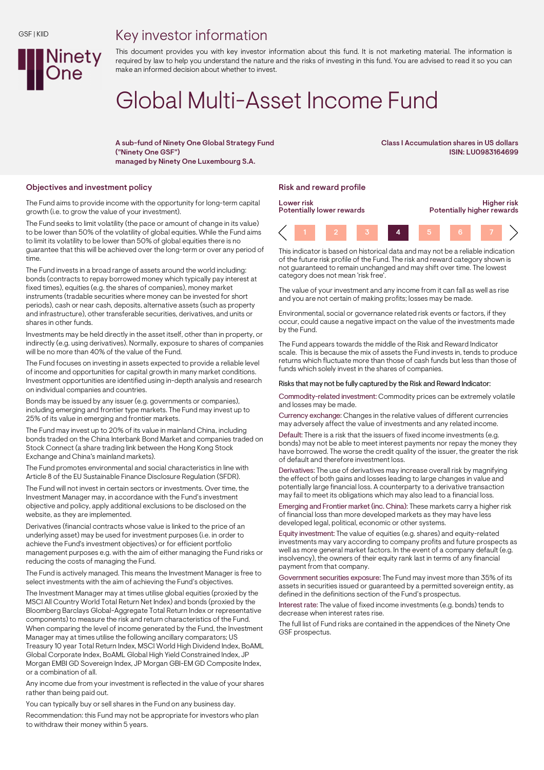GSF | KIID

# Key investor information

This document provides you with key investor information about this fund. It is not marketing material. The information is required by law to help you understand the nature and the risks of investing in this fund. You are advised to read it so you can make an informed decision about whether to invest.

# Global Multi-Asset Income Fund

**A sub-fund of Ninety One Global Strategy Fund ("Ninety One GSF") managed by Ninety One Luxembourg S.A.**

**Class I Accumulation shares in US dollars**
**ISIN: LU0983164699**

## Objectives and investment policy

The Fund aims to provide income with the opportunity for long-term capital growth (i.e. to grow the value of your investment).

The Fund seeks to limit volatility (the pace or amount of change in its value) to be lower than 50% of the volatility of global equities. While the Fund aims to limit its volatility to be lower than 50% of global equities there is no guarantee that this will be achieved over the long-term or over any period of time.

The Fund invests in a broad range of assets around the world including: bonds (contracts to repay borrowed money which typically pay interest at fixed times), equities (e.g. the shares of companies), money market instruments (tradable securities where money can be invested for short periods), cash or near cash, deposits, alternative assets (such as property and infrastructure), other transferable securities, derivatives, and units or shares in other funds.

Investments may be held directly in the asset itself, other than in property, or indirectly (e.g. using derivatives). Normally, exposure to shares of companies will be no more than 40% of the value of the Fund.

The Fund focuses on investing in assets expected to provide a reliable level of income and opportunities for capital growth in many market conditions. Investment opportunities are identified using in-depth analysis and research on individual companies and countries.

Bonds may be issued by any issuer (e.g. governments or companies), including emerging and frontier type markets. The Fund may invest up to 25% of its value in emerging and frontier markets.

The Fund may invest up to 20% of its value in mainland China, including bonds traded on the China Interbank Bond Market and companies traded on Stock Connect (a share trading link between the Hong Kong Stock Exchange and China's mainland markets).

The Fund promotes environmental and social characteristics in line with Article 8 of the EU Sustainable Finance Disclosure Regulation (SFDR).

The Fund will not invest in certain sectors or investments. Over time, the Investment Manager may, in accordance with the Fund's investment objective and policy, apply additional exclusions to be disclosed on the website, as they are implemented.

Derivatives (financial contracts whose value is linked to the price of an underlying asset) may be used for investment purposes (i.e. in order to achieve the Fund's investment objectives) or for efficient portfolio management purposes e.g. with the aim of either managing the Fund risks or reducing the costs of managing the Fund.

The Fund is actively managed. This means the Investment Manager is free to select investments with the aim of achieving the Fund's objectives.

The Investment Manager may at times utilise global equities (proxied by the MSCI All Country World Total Return Net Index) and bonds (proxied by the Bloomberg Barclays Global-Aggregate Total Return Index or representative components) to measure the risk and return characteristics of the Fund. When comparing the level of income generated by the Fund, the Investment Manager may at times utilise the following ancillary comparators; US Treasury 10 year Total Return Index, MSCI World High Dividend Index, BoAML Global Corporate Index, BoAML Global High Yield Constrained Index, JP Morgan EMBI GD Sovereign Index, JP Morgan GBI-EM GD Composite Index, or a combination of all.

Any income due from your investment is reflected in the value of your shares rather than being paid out.

You can typically buy or sell shares in the Fund on any business day.

Recommendation: this Fund may not be appropriate for investors who plan to withdraw their money within 5 years.

## Risk and reward profile

| Lower risk<br>Potentially lower rewards | | | | | | Higher risk<br>Potentially higher rewards |
|---|---|---|---|---|---|---|
| 1 | 2 | 3 | **4** | 5 | 6 | 7 |

This indicator is based on historical data and may not be a reliable indication of the future risk profile of the Fund. The risk and reward category shown is not guaranteed to remain unchanged and may shift over time. The lowest category does not mean 'risk free'.

The value of your investment and any income from it can fall as well as rise and you are not certain of making profits; losses may be made.

Environmental, social or governance related risk events or factors, if they occur, could cause a negative impact on the value of the investments made by the Fund.

The Fund appears towards the middle of the Risk and Reward Indicator scale. This is because the mix of assets the Fund invests in, tends to produce returns which fluctuate more than those of cash funds but less than those of funds which solely invest in the shares of companies.

Risks that may not be fully captured by the Risk and Reward Indicator:

Commodity-related investment: Commodity prices can be extremely volatile and losses may be made.

Currency exchange: Changes in the relative values of different currencies may adversely affect the value of investments and any related income.

Default: There is a risk that the issuers of fixed income investments (e.g. bonds) may not be able to meet interest payments nor repay the money they have borrowed. The worse the credit quality of the issuer, the greater the risk of default and therefore investment loss.

Derivatives: The use of derivatives may increase overall risk by magnifying the effect of both gains and losses leading to large changes in value and potentially large financial loss. A counterparty to a derivative transaction may fail to meet its obligations which may also lead to a financial loss.

Emerging and Frontier market (inc. China): These markets carry a higher risk of financial loss than more developed markets as they may have less developed legal, political, economic or other systems.

Equity investment: The value of equities (e.g. shares) and equity-related investments may vary according to company profits and future prospects as well as more general market factors. In the event of a company default (e.g. insolvency), the owners of their equity rank last in terms of any financial payment from that company.

Government securities exposure: The Fund may invest more than 35% of its assets in securities issued or guaranteed by a permitted sovereign entity, as defined in the definitions section of the Fund's prospectus.

Interest rate: The value of fixed income investments (e.g. bonds) tends to decrease when interest rates rise.

The full list of Fund risks are contained in the appendices of the Ninety One GSF prospectus.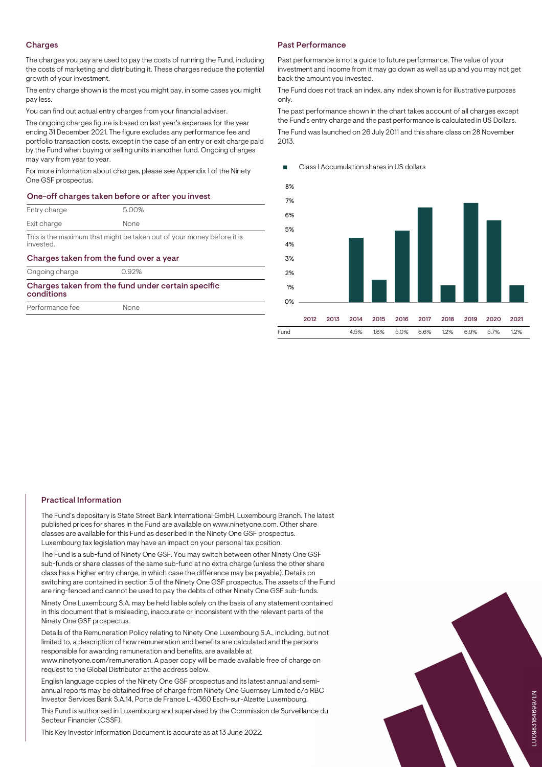## Charges

The charges you pay are used to pay the costs of running the Fund, including the costs of marketing and distributing it. These charges reduce the potential growth of your investment.

The entry charge shown is the most you might pay, in some cases you might pay less.

You can find out actual entry charges from your financial adviser.

The ongoing charges figure is based on last year's expenses for the year ending 31 December 2021. The figure excludes any performance fee and portfolio transaction costs, except in the case of an entry or exit charge paid by the Fund when buying or selling units in another fund. Ongoing charges may vary from year to year.

For more information about charges, please see Appendix 1 of the Ninety One GSF prospectus.

### One-off charges taken before or after you invest

| | |
|---|---|
| Entry charge | 5.00% |
| Exit charge | None |

This is the maximum that might be taken out of your money before it is invested.

### Charges taken from the fund over a year

| | |
|---|---|
| Ongoing charge | 0.92% |

### Charges taken from the fund under certain specific conditions

| | |
|---|---|
| Performance fee | None |

## Past Performance

Past performance is not a guide to future performance. The value of your investment and income from it may go down as well as up and you may not get back the amount you invested.

The Fund does not track an index, any index shown is for illustrative purposes only.

The past performance shown in the chart takes account of all charges except the Fund's entry charge and the past performance is calculated in US Dollars.

The Fund was launched on 26 July 2011 and this share class on 28 November 2013.

Class I Accumulation shares in US dollars

8%
7%
6%
5%
4%
3%
2%
1%
0%

2012 2013 2014 2015 2016 2017 2018 2019 2020 2021

Fund 4.5% 1.6% 5.0% 6.6% 1.2% 6.9% 5.7% 1.2%

## Practical Information

The Fund's depositary is State Street Bank International GmbH, Luxembourg Branch. The latest published prices for shares in the Fund are available on www.ninetyone.com. Other share classes are available for this Fund as described in the Ninety One GSF prospectus. Luxembourg tax legislation may have an impact on your personal tax position.

The Fund is a sub-fund of Ninety One GSF. You may switch between other Ninety One GSF sub-funds or share classes of the same sub-fund at no extra charge (unless the other share class has a higher entry charge, in which case the difference may be payable). Details on switching are contained in section 5 of the Ninety One GSF prospectus. The assets of the Fund are ring-fenced and cannot be used to pay the debts of other Ninety One GSF sub-funds.

Ninety One Luxembourg S.A. may be held liable solely on the basis of any statement contained in this document that is misleading, inaccurate or inconsistent with the relevant parts of the Ninety One GSF prospectus.

Details of the Remuneration Policy relating to Ninety One Luxembourg S.A., including, but not limited to, a description of how remuneration and benefits are calculated and the persons responsible for awarding remuneration and benefits, are available at www.ninetyone.com/remuneration. A paper copy will be made available free of charge on request to the Global Distributor at the address below.

English language copies of the Ninety One GSF prospectus and its latest annual and semi-annual reports may be obtained free of charge from Ninety One Guernsey Limited c/o RBC Investor Services Bank S.A.14, Porte de France L-4360 Esch-sur-Alzette Luxembourg.

This Fund is authorised in Luxembourg and supervised by the Commission de Surveillance du Secteur Financier (CSSF).

This Key Investor Information Document is accurate as at 13 June 2022.

LU0983164699/EN